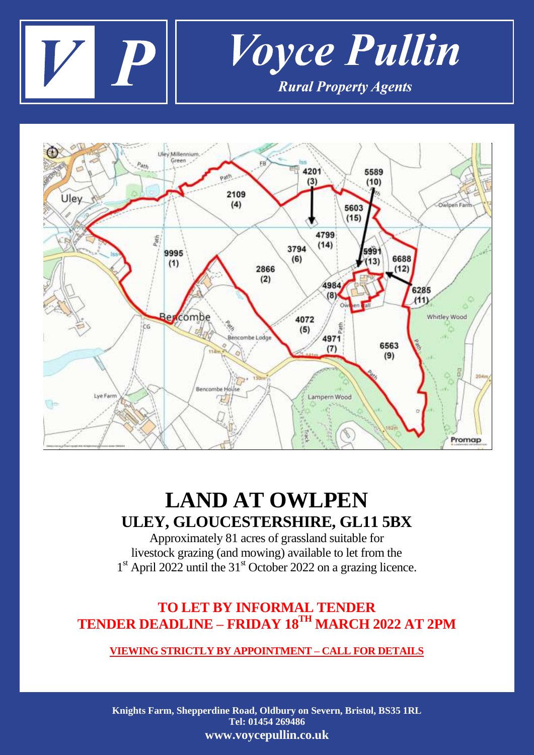# Voyce Pullin

*Rural Property Agents*

# LAND AT OWLPEN

## ULEY, GLOUCESTERSHIRE, GL11 5BX

Approximately 81 acres of grassland suitable for livestock grazing (and mowing) available to let from the 1st April 2022 until the 31st October 2022 on a grazing licence.

**TO LET BY INFORMAL TENDER**
**TENDER DEADLINE – FRIDAY 18TH MARCH 2022 AT 2PM**

**VIEWING STRICTLY BY APPOINTMENT – CALL FOR DETAILS**

**Knights Farm, Shepperdine Road, Oldbury on Severn, Bristol, BS35 1RL**
**Tel: 01454 269486**
**www.voycepullin.co.uk**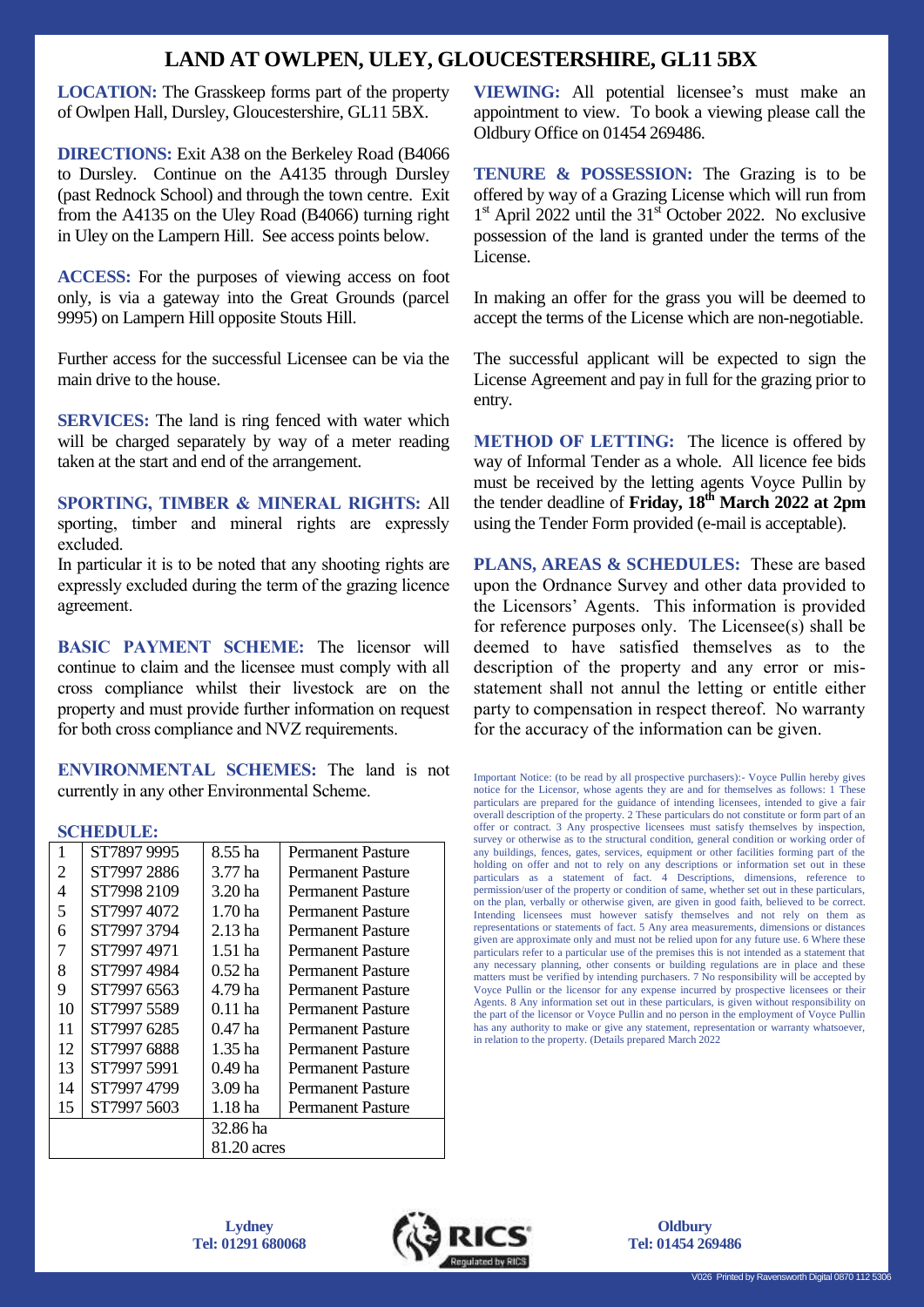# LAND AT OWLPEN, ULEY, GLOUCESTERSHIRE, GL11 5BX

**LOCATION:** The Grasskeep forms part of the property of Owlpen Hall, Dursley, Gloucestershire, GL11 5BX.

**DIRECTIONS:** Exit A38 on the Berkeley Road (B4066 to Dursley. Continue on the A4135 through Dursley (past Rednock School) and through the town centre. Exit from the A4135 on the Uley Road (B4066) turning right in Uley on the Lampern Hill. See access points below.

**ACCESS:** For the purposes of viewing access on foot only, is via a gateway into the Great Grounds (parcel 9995) on Lampern Hill opposite Stouts Hill.

Further access for the successful Licensee can be via the main drive to the house.

**SERVICES:** The land is ring fenced with water which will be charged separately by way of a meter reading taken at the start and end of the arrangement.

**SPORTING, TIMBER & MINERAL RIGHTS:** All sporting, timber and mineral rights are expressly excluded.

In particular it is to be noted that any shooting rights are expressly excluded during the term of the grazing licence agreement.

**BASIC PAYMENT SCHEME:** The licensor will continue to claim and the licensee must comply with all cross compliance whilst their livestock are on the property and must provide further information on request for both cross compliance and NVZ requirements.

**ENVIRONMENTAL SCHEMES:** The land is not currently in any other Environmental Scheme.

**SCHEDULE:**

| | | | |
|---|---|---|---|
| 1 | ST7897 9995 | 8.55 ha | Permanent Pasture |
| 2 | ST7997 2886 | 3.77 ha | Permanent Pasture |
| 4 | ST7998 2109 | 3.20 ha | Permanent Pasture |
| 5 | ST7997 4072 | 1.70 ha | Permanent Pasture |
| 6 | ST7997 3794 | 2.13 ha | Permanent Pasture |
| 7 | ST7997 4971 | 1.51 ha | Permanent Pasture |
| 8 | ST7997 4984 | 0.52 ha | Permanent Pasture |
| 9 | ST7997 6563 | 4.79 ha | Permanent Pasture |
| 10 | ST7997 5589 | 0.11 ha | Permanent Pasture |
| 11 | ST7997 6285 | 0.47 ha | Permanent Pasture |
| 12 | ST7997 6888 | 1.35 ha | Permanent Pasture |
| 13 | ST7997 5991 | 0.49 ha | Permanent Pasture |
| 14 | ST7997 4799 | 3.09 ha | Permanent Pasture |
| 15 | ST7997 5603 | 1.18 ha | Permanent Pasture |
| | | 32.86 ha | |
| | | 81.20 acres | |

**VIEWING:** All potential licensee's must make an appointment to view. To book a viewing please call the Oldbury Office on 01454 269486.

**TENURE & POSSESSION:** The Grazing is to be offered by way of a Grazing License which will run from 1st April 2022 until the 31st October 2022. No exclusive possession of the land is granted under the terms of the License.

In making an offer for the grass you will be deemed to accept the terms of the License which are non-negotiable.

The successful applicant will be expected to sign the License Agreement and pay in full for the grazing prior to entry.

**METHOD OF LETTING:** The licence is offered by way of Informal Tender as a whole. All licence fee bids must be received by the letting agents Voyce Pullin by the tender deadline of **Friday, 18th March 2022 at 2pm** using the Tender Form provided (e-mail is acceptable).

**PLANS, AREAS & SCHEDULES:** These are based upon the Ordnance Survey and other data provided to the Licensors' Agents. This information is provided for reference purposes only. The Licensee(s) shall be deemed to have satisfied themselves as to the description of the property and any error or mis-statement shall not annul the letting or entitle either party to compensation in respect thereof. No warranty for the accuracy of the information can be given.

Important Notice: (to be read by all prospective purchasers):- Voyce Pullin hereby gives notice for the Licensor, whose agents they are and for themselves as follows: 1 These particulars are prepared for the guidance of intending licensees, intended to give a fair overall description of the property. 2 These particulars do not constitute or form part of an offer or contract. 3 Any prospective licensees must satisfy themselves by inspection, survey or otherwise as to the structural condition, general condition or working order of any buildings, fences, gates, services, equipment or other facilities forming part of the holding on offer and not to rely on any descriptions or information set out in these particulars as a statement of fact. 4 Descriptions, dimensions, reference to permission/user of the property or condition of same, whether set out in these particulars, on the plan, verbally or otherwise given, are given in good faith, believed to be correct. Intending licensees must however satisfy themselves and not rely on them as representations or statements of fact. 5 Any area measurements, dimensions or distances given are approximate only and must not be relied upon for any future use. 6 Where these particulars refer to a particular use of the premises this is not intended as a statement that any necessary planning, other consents or building regulations are in place and these matters must be verified by intending purchasers. 7 No responsibility will be accepted by Voyce Pullin or the licensor for any expense incurred by prospective licensees or their Agents. 8 Any information set out in these particulars, is given without responsibility on the part of the licensor or Voyce Pullin and no person in the employment of Voyce Pullin has any authority to make or give any statement, representation or warranty whatsoever, in relation to the property. (Details prepared March 2022

**Lydney**
**Tel: 01291 680068**

**Oldbury**
**Tel: 01454 269486**

V026 Printed by Ravensworth Digital 0870 112 5306